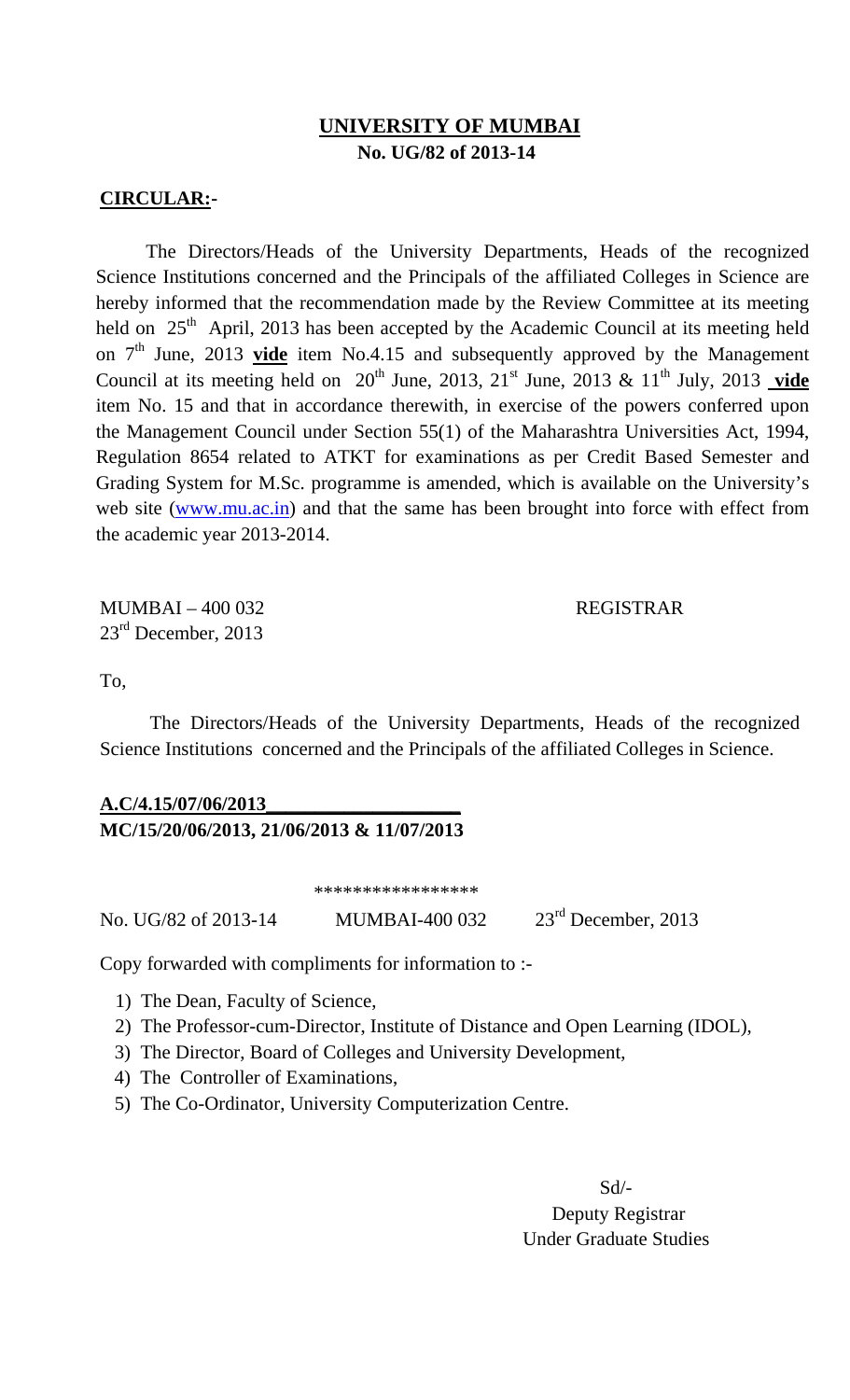# UNIVERSITY OF MUMBAI

**No. UG/82 of 2013-14**

**CIRCULAR:-**

The Directors/Heads of the University Departments, Heads of the recognized Science Institutions concerned and the Principals of the affiliated Colleges in Science are hereby informed that the recommendation made by the Review Committee at its meeting held on 25th April, 2013 has been accepted by the Academic Council at its meeting held on 7th June, 2013 **vide** item No.4.15 and subsequently approved by the Management Council at its meeting held on 20th June, 2013, 21st June, 2013 & 11th July, 2013 **vide** item No. 15 and that in accordance therewith, in exercise of the powers conferred upon the Management Council under Section 55(1) of the Maharashtra Universities Act, 1994, Regulation 8654 related to ATKT for examinations as per Credit Based Semester and Grading System for M.Sc. programme is amended, which is available on the University's web site (www.mu.ac.in) and that the same has been brought into force with effect from the academic year 2013-2014.

MUMBAI – 400 032
23rd December, 2013

REGISTRAR

To,

The Directors/Heads of the University Departments, Heads of the recognized Science Institutions concerned and the Principals of the affiliated Colleges in Science.

**A.C/4.15/07/06/2013**
**MC/15/20/06/2013, 21/06/2013 & 11/07/2013**

*****************

No. UG/82 of 2013-14 MUMBAI-400 032 23rd December, 2013

Copy forwarded with compliments for information to :-

1) The Dean, Faculty of Science,
2) The Professor-cum-Director, Institute of Distance and Open Learning (IDOL),
3) The Director, Board of Colleges and University Development,
4) The Controller of Examinations,
5) The Co-Ordinator, University Computerization Centre.

Sd/-
Deputy Registrar
Under Graduate Studies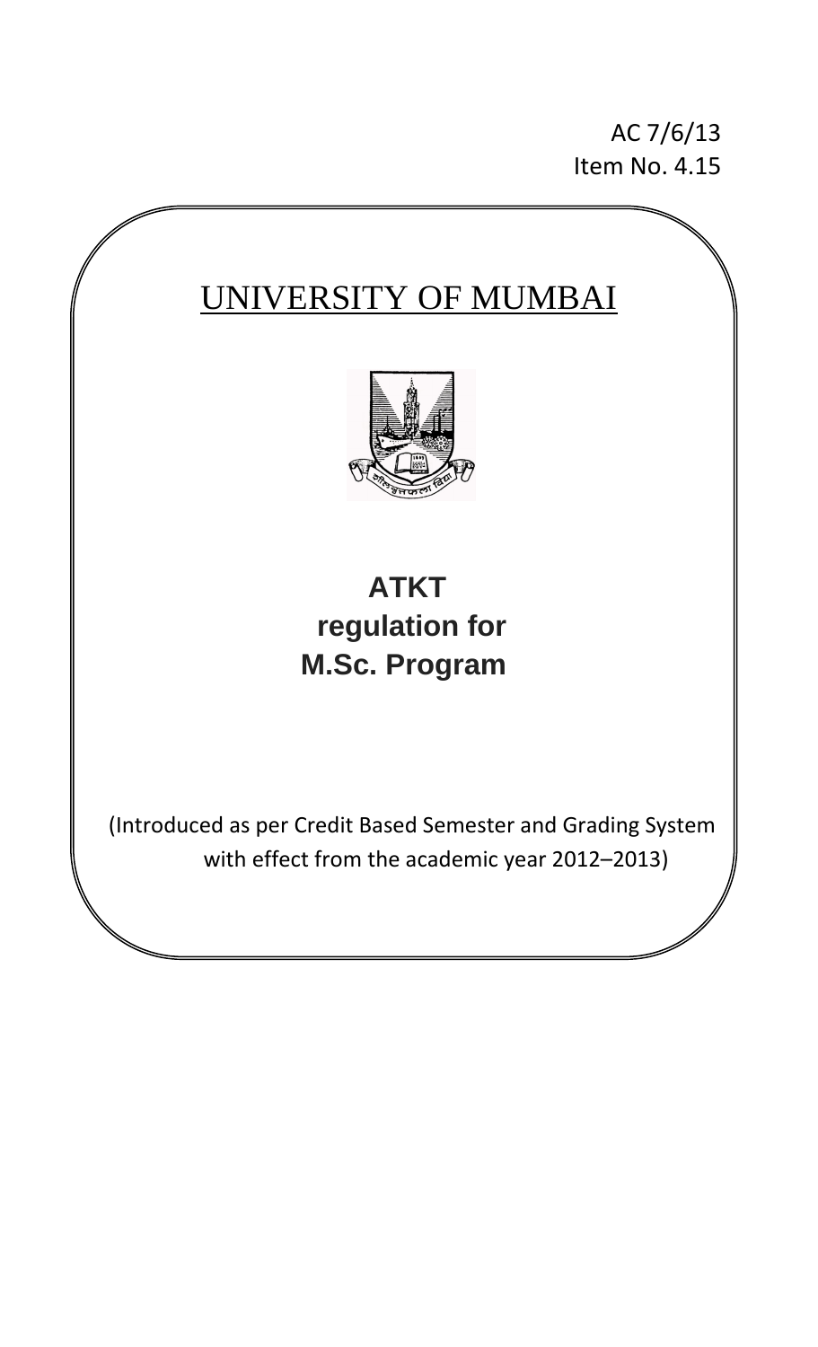AC 7/6/13
Item No. 4.15

# UNIVERSITY OF MUMBAI

## ATKT regulation for M.Sc. Program

(Introduced as per Credit Based Semester and Grading System with effect from the academic year 2012–2013)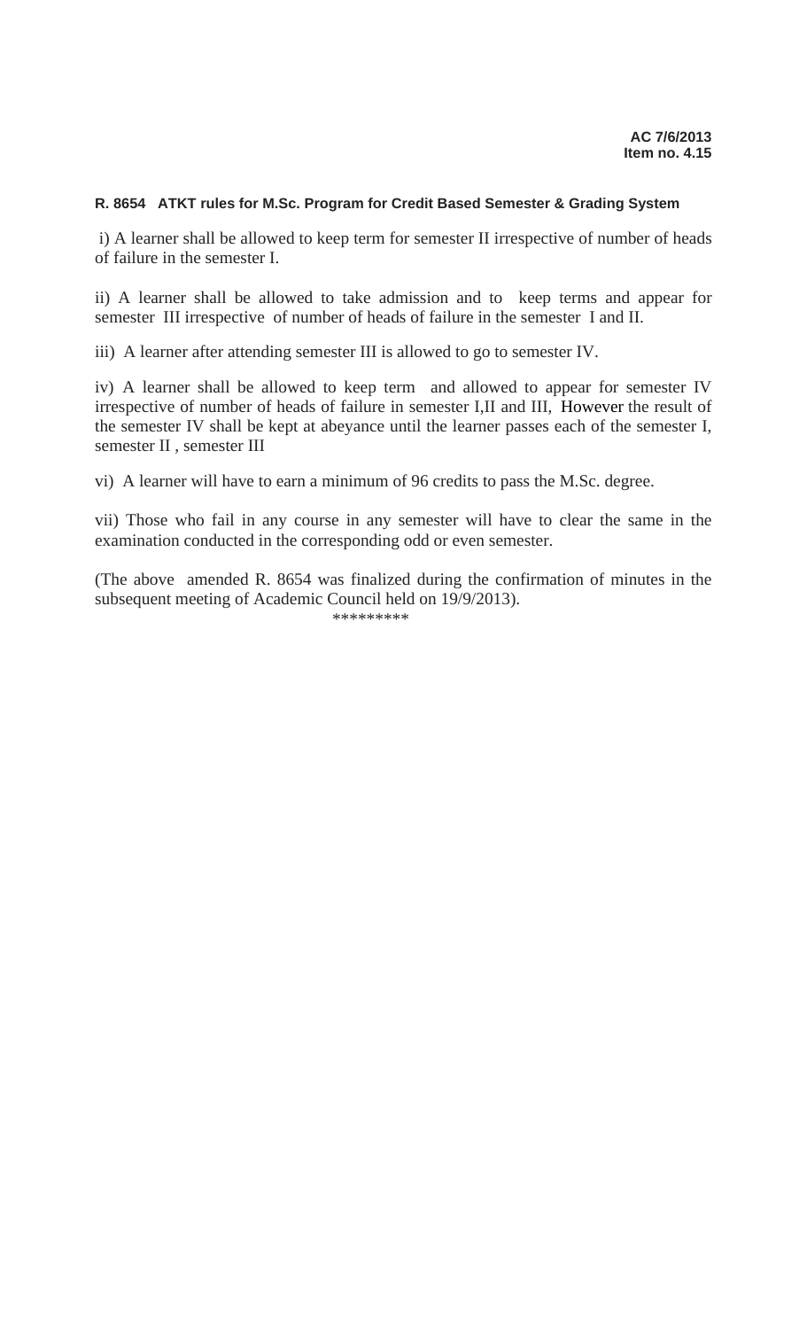**AC 7/6/2013**
**Item no. 4.15**

**R. 8654 ATKT rules for M.Sc. Program for Credit Based Semester & Grading System**

i) A learner shall be allowed to keep term for semester II irrespective of number of heads of failure in the semester I.

ii) A learner shall be allowed to take admission and to keep terms and appear for semester III irrespective of number of heads of failure in the semester I and II.

iii) A learner after attending semester III is allowed to go to semester IV.

iv) A learner shall be allowed to keep term and allowed to appear for semester IV irrespective of number of heads of failure in semester I,II and III, However the result of the semester IV shall be kept at abeyance until the learner passes each of the semester I, semester II , semester III

vi) A learner will have to earn a minimum of 96 credits to pass the M.Sc. degree.

vii) Those who fail in any course in any semester will have to clear the same in the examination conducted in the corresponding odd or even semester.

(The above amended R. 8654 was finalized during the confirmation of minutes in the subsequent meeting of Academic Council held on 19/9/2013).

*********